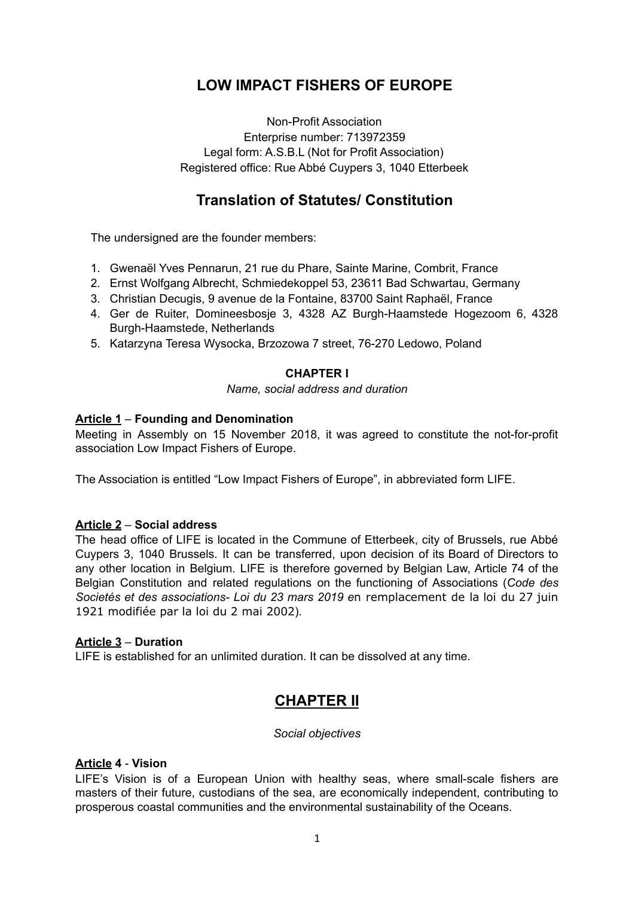# LOW IMPACT FISHERS OF EUROPE

Non-Profit Association
Enterprise number: 713972359
Legal form: A.S.B.L (Not for Profit Association)
Registered office: Rue Abbé Cuypers 3, 1040 Etterbeek

## Translation of Statutes/ Constitution

The undersigned are the founder members:

1. Gwenaël Yves Pennarun, 21 rue du Phare, Sainte Marine, Combrit, France
2. Ernst Wolfgang Albrecht, Schmiedekoppel 53, 23611 Bad Schwartau, Germany
3. Christian Decugis, 9 avenue de la Fontaine, 83700 Saint Raphaël, France
4. Ger de Ruiter, Domineesbosje 3, 4328 AZ Burgh-Haamstede Hogezoom 6, 4328 Burgh-Haamstede, Netherlands
5. Katarzyna Teresa Wysocka, Brzozowa 7 street, 76-270 Ledowo, Poland

### CHAPTER I

*Name, social address and duration*

**Article 1** – **Founding and Denomination**
Meeting in Assembly on 15 November 2018, it was agreed to constitute the not-for-profit association Low Impact Fishers of Europe.

The Association is entitled "Low Impact Fishers of Europe", in abbreviated form LIFE.

**Article 2** – **Social address**
The head office of LIFE is located in the Commune of Etterbeek, city of Brussels, rue Abbé Cuypers 3, 1040 Brussels. It can be transferred, upon decision of its Board of Directors to any other location in Belgium. LIFE is therefore governed by Belgian Law, Article 74 of the Belgian Constitution and related regulations on the functioning of Associations (*Code des Societés et des associations- Loi du 23 mars 2019* en remplacement de la loi du 27 juin 1921 modifiée par la loi du 2 mai 2002).

**Article 3** – **Duration**
LIFE is established for an unlimited duration. It can be dissolved at any time.

## CHAPTER II

*Social objectives*

**Article 4** - **Vision**
LIFE's Vision is of a European Union with healthy seas, where small-scale fishers are masters of their future, custodians of the sea, are economically independent, contributing to prosperous coastal communities and the environmental sustainability of the Oceans.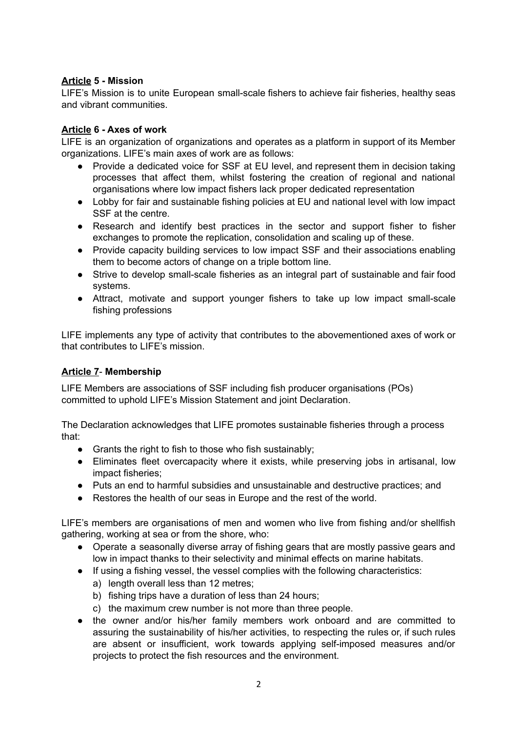## Article 5 - Mission

LIFE's Mission is to unite European small-scale fishers to achieve fair fisheries, healthy seas and vibrant communities.

## Article 6 - Axes of work

LIFE is an organization of organizations and operates as a platform in support of its Member organizations. LIFE's main axes of work are as follows:

- Provide a dedicated voice for SSF at EU level, and represent them in decision taking processes that affect them, whilst fostering the creation of regional and national organisations where low impact fishers lack proper dedicated representation
- Lobby for fair and sustainable fishing policies at EU and national level with low impact SSF at the centre.
- Research and identify best practices in the sector and support fisher to fisher exchanges to promote the replication, consolidation and scaling up of these.
- Provide capacity building services to low impact SSF and their associations enabling them to become actors of change on a triple bottom line.
- Strive to develop small-scale fisheries as an integral part of sustainable and fair food systems.
- Attract, motivate and support younger fishers to take up low impact small-scale fishing professions

LIFE implements any type of activity that contributes to the abovementioned axes of work or that contributes to LIFE's mission.

## Article 7- Membership

LIFE Members are associations of SSF including fish producer organisations (POs) committed to uphold LIFE's Mission Statement and joint Declaration.

The Declaration acknowledges that LIFE promotes sustainable fisheries through a process that:

- Grants the right to fish to those who fish sustainably;
- Eliminates fleet overcapacity where it exists, while preserving jobs in artisanal, low impact fisheries;
- Puts an end to harmful subsidies and unsustainable and destructive practices; and
- Restores the health of our seas in Europe and the rest of the world.

LIFE's members are organisations of men and women who live from fishing and/or shellfish gathering, working at sea or from the shore, who:

- Operate a seasonally diverse array of fishing gears that are mostly passive gears and low in impact thanks to their selectivity and minimal effects on marine habitats.
- If using a fishing vessel, the vessel complies with the following characteristics:
  a) length overall less than 12 metres;
  b) fishing trips have a duration of less than 24 hours;
  c) the maximum crew number is not more than three people.
- the owner and/or his/her family members work onboard and are committed to assuring the sustainability of his/her activities, to respecting the rules or, if such rules are absent or insufficient, work towards applying self-imposed measures and/or projects to protect the fish resources and the environment.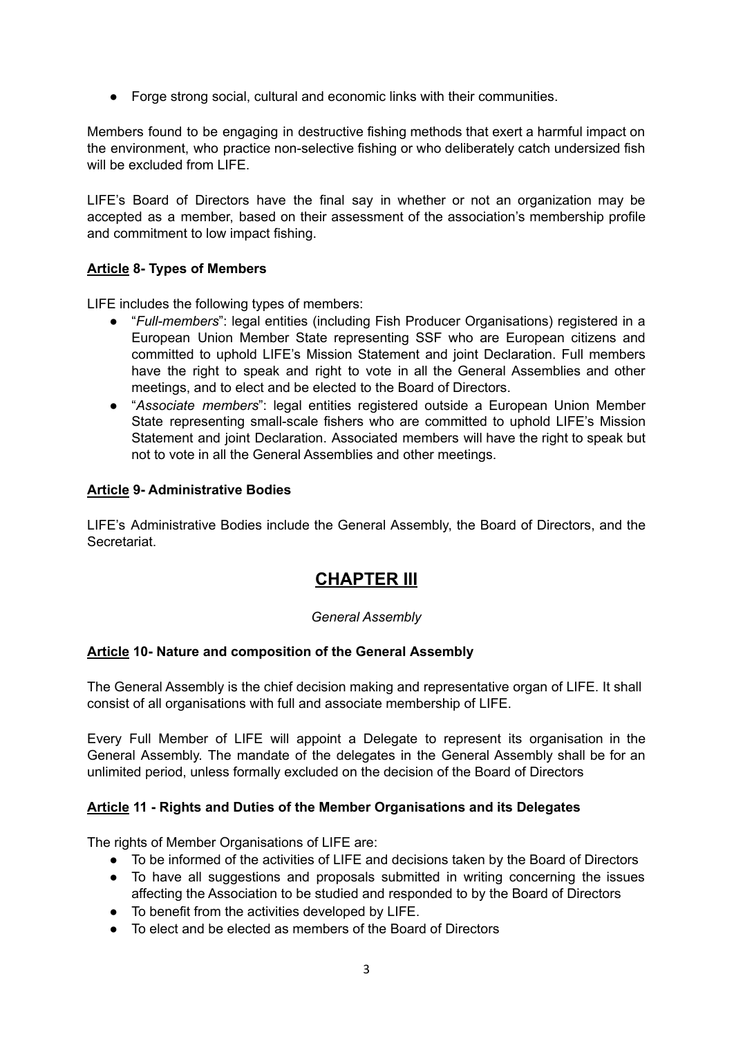- Forge strong social, cultural and economic links with their communities.

Members found to be engaging in destructive fishing methods that exert a harmful impact on the environment, who practice non-selective fishing or who deliberately catch undersized fish will be excluded from LIFE.

LIFE's Board of Directors have the final say in whether or not an organization may be accepted as a member, based on their assessment of the association's membership profile and commitment to low impact fishing.

### **Article 8- Types of Members**

LIFE includes the following types of members:

- "*Full-members*": legal entities (including Fish Producer Organisations) registered in a European Union Member State representing SSF who are European citizens and committed to uphold LIFE's Mission Statement and joint Declaration. Full members have the right to speak and right to vote in all the General Assemblies and other meetings, and to elect and be elected to the Board of Directors.
- "*Associate members*": legal entities registered outside a European Union Member State representing small-scale fishers who are committed to uphold LIFE's Mission Statement and joint Declaration. Associated members will have the right to speak but not to vote in all the General Assemblies and other meetings.

### **Article 9- Administrative Bodies**

LIFE's Administrative Bodies include the General Assembly, the Board of Directors, and the Secretariat.

## **CHAPTER III**

*General Assembly*

### **Article 10- Nature and composition of the General Assembly**

The General Assembly is the chief decision making and representative organ of LIFE. It shall consist of all organisations with full and associate membership of LIFE.

Every Full Member of LIFE will appoint a Delegate to represent its organisation in the General Assembly. The mandate of the delegates in the General Assembly shall be for an unlimited period, unless formally excluded on the decision of the Board of Directors

### **Article 11 - Rights and Duties of the Member Organisations and its Delegates**

The rights of Member Organisations of LIFE are:

- To be informed of the activities of LIFE and decisions taken by the Board of Directors
- To have all suggestions and proposals submitted in writing concerning the issues affecting the Association to be studied and responded to by the Board of Directors
- To benefit from the activities developed by LIFE.
- To elect and be elected as members of the Board of Directors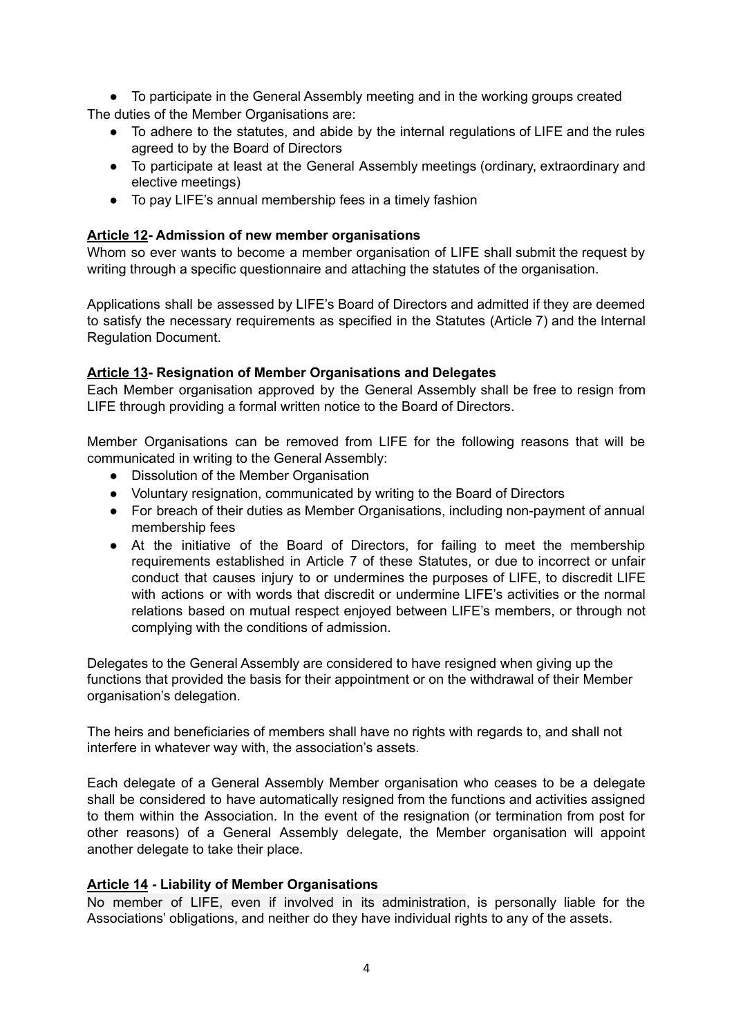- To participate in the General Assembly meeting and in the working groups created

The duties of the Member Organisations are:

- To adhere to the statutes, and abide by the internal regulations of LIFE and the rules agreed to by the Board of Directors
- To participate at least at the General Assembly meetings (ordinary, extraordinary and elective meetings)
- To pay LIFE's annual membership fees in a timely fashion

### <u>Article 12</u>- Admission of new member organisations

Whom so ever wants to become a member organisation of LIFE shall submit the request by writing through a specific questionnaire and attaching the statutes of the organisation.

Applications shall be assessed by LIFE's Board of Directors and admitted if they are deemed to satisfy the necessary requirements as specified in the Statutes (Article 7) and the Internal Regulation Document.

### <u>Article 13</u>- Resignation of Member Organisations and Delegates

Each Member organisation approved by the General Assembly shall be free to resign from LIFE through providing a formal written notice to the Board of Directors.

Member Organisations can be removed from LIFE for the following reasons that will be communicated in writing to the General Assembly:

- Dissolution of the Member Organisation
- Voluntary resignation, communicated by writing to the Board of Directors
- For breach of their duties as Member Organisations, including non-payment of annual membership fees
- At the initiative of the Board of Directors, for failing to meet the membership requirements established in Article 7 of these Statutes, or due to incorrect or unfair conduct that causes injury to or undermines the purposes of LIFE, to discredit LIFE with actions or with words that discredit or undermine LIFE's activities or the normal relations based on mutual respect enjoyed between LIFE's members, or through not complying with the conditions of admission.

Delegates to the General Assembly are considered to have resigned when giving up the functions that provided the basis for their appointment or on the withdrawal of their Member organisation's delegation.

The heirs and beneficiaries of members shall have no rights with regards to, and shall not interfere in whatever way with, the association's assets.

Each delegate of a General Assembly Member organisation who ceases to be a delegate shall be considered to have automatically resigned from the functions and activities assigned to them within the Association. In the event of the resignation (or termination from post for other reasons) of a General Assembly delegate, the Member organisation will appoint another delegate to take their place.

### <u>Article 14</u> - Liability of Member Organisations

No member of LIFE, even if involved in its administration, is personally liable for the Associations' obligations, and neither do they have individual rights to any of the assets.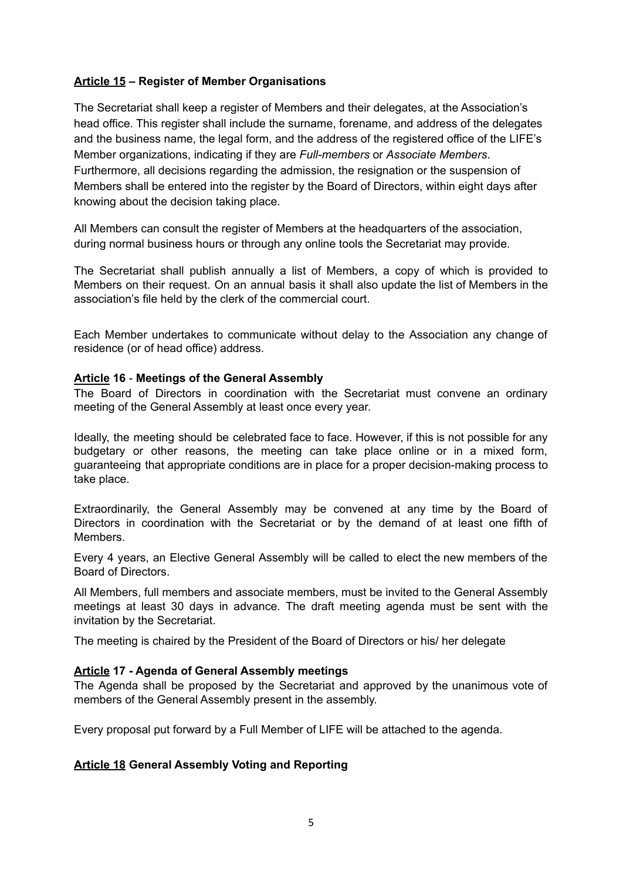**<u>Article 15</u> – Register of Member Organisations**

The Secretariat shall keep a register of Members and their delegates, at the Association's head office. This register shall include the surname, forename, and address of the delegates and the business name, the legal form, and the address of the registered office of the LIFE's Member organizations, indicating if they are *Full-members* or *Associate Members*. Furthermore, all decisions regarding the admission, the resignation or the suspension of Members shall be entered into the register by the Board of Directors, within eight days after knowing about the decision taking place.

All Members can consult the register of Members at the headquarters of the association, during normal business hours or through any online tools the Secretariat may provide.

The Secretariat shall publish annually a list of Members, a copy of which is provided to Members on their request. On an annual basis it shall also update the list of Members in the association's file held by the clerk of the commercial court.

Each Member undertakes to communicate without delay to the Association any change of residence (or of head office) address.

**<u>Article</u> 16 - Meetings of the General Assembly**

The Board of Directors in coordination with the Secretariat must convene an ordinary meeting of the General Assembly at least once every year.

Ideally, the meeting should be celebrated face to face. However, if this is not possible for any budgetary or other reasons, the meeting can take place online or in a mixed form, guaranteeing that appropriate conditions are in place for a proper decision-making process to take place.

Extraordinarily, the General Assembly may be convened at any time by the Board of Directors in coordination with the Secretariat or by the demand of at least one fifth of Members.

Every 4 years, an Elective General Assembly will be called to elect the new members of the Board of Directors.

All Members, full members and associate members, must be invited to the General Assembly meetings at least 30 days in advance. The draft meeting agenda must be sent with the invitation by the Secretariat.

The meeting is chaired by the President of the Board of Directors or his/ her delegate

**<u>Article</u> 17 - Agenda of General Assembly meetings**

The Agenda shall be proposed by the Secretariat and approved by the unanimous vote of members of the General Assembly present in the assembly.

Every proposal put forward by a Full Member of LIFE will be attached to the agenda.

**<u>Article 18</u> General Assembly Voting and Reporting**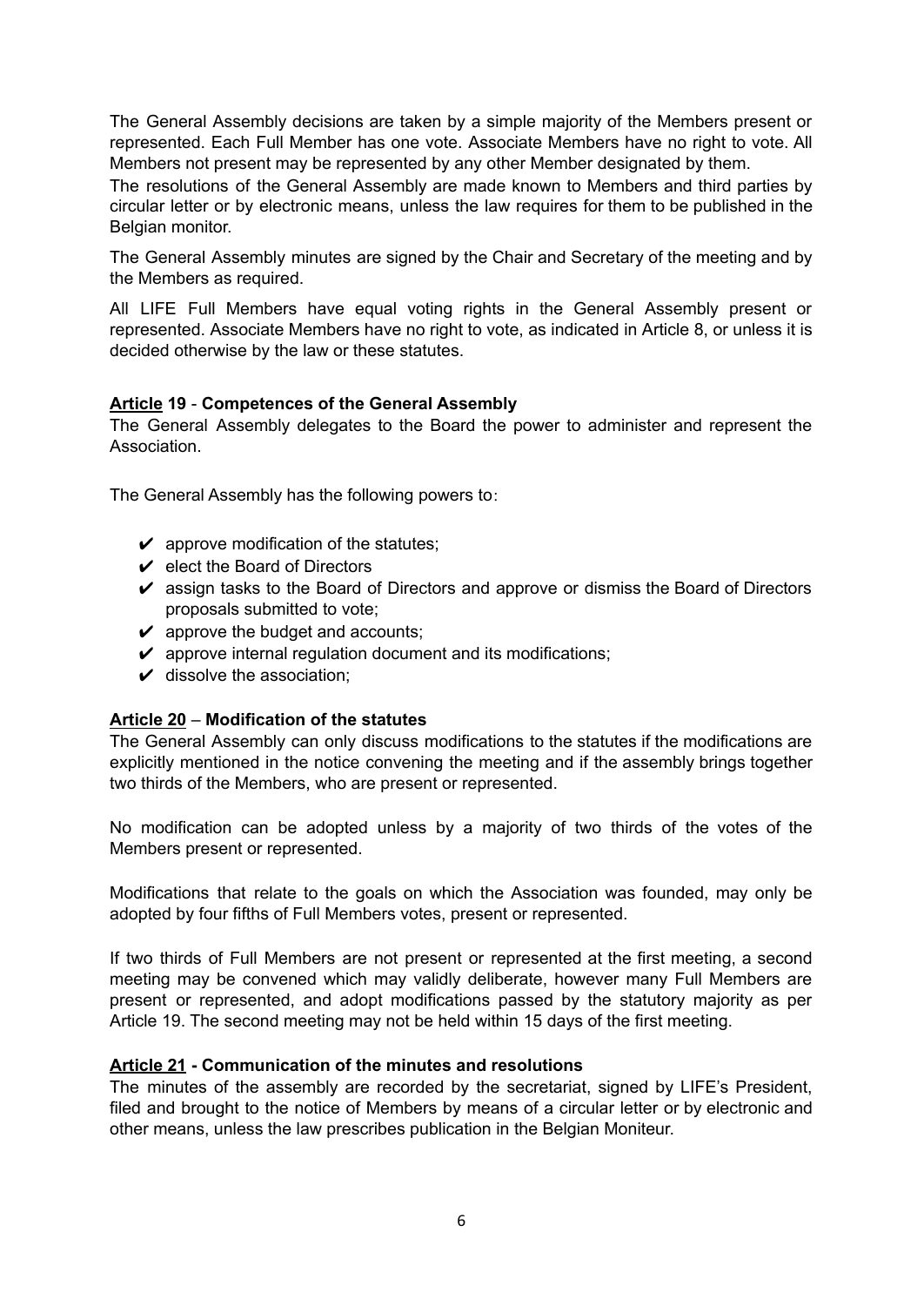The General Assembly decisions are taken by a simple majority of the Members present or represented. Each Full Member has one vote. Associate Members have no right to vote. All Members not present may be represented by any other Member designated by them.

The resolutions of the General Assembly are made known to Members and third parties by circular letter or by electronic means, unless the law requires for them to be published in the Belgian monitor.

The General Assembly minutes are signed by the Chair and Secretary of the meeting and by the Members as required.

All LIFE Full Members have equal voting rights in the General Assembly present or represented. Associate Members have no right to vote, as indicated in Article 8, or unless it is decided otherwise by the law or these statutes.

**Article 19 - Competences of the General Assembly**

The General Assembly delegates to the Board the power to administer and represent the Association.

The General Assembly has the following powers to:

- ✔ approve modification of the statutes;
- ✔ elect the Board of Directors
- ✔ assign tasks to the Board of Directors and approve or dismiss the Board of Directors proposals submitted to vote;
- ✔ approve the budget and accounts;
- ✔ approve internal regulation document and its modifications;
- ✔ dissolve the association;

**Article 20 – Modification of the statutes**

The General Assembly can only discuss modifications to the statutes if the modifications are explicitly mentioned in the notice convening the meeting and if the assembly brings together two thirds of the Members, who are present or represented.

No modification can be adopted unless by a majority of two thirds of the votes of the Members present or represented.

Modifications that relate to the goals on which the Association was founded, may only be adopted by four fifths of Full Members votes, present or represented.

If two thirds of Full Members are not present or represented at the first meeting, a second meeting may be convened which may validly deliberate, however many Full Members are present or represented, and adopt modifications passed by the statutory majority as per Article 19. The second meeting may not be held within 15 days of the first meeting.

**Article 21 - Communication of the minutes and resolutions**

The minutes of the assembly are recorded by the secretariat, signed by LIFE's President, filed and brought to the notice of Members by means of a circular letter or by electronic and other means, unless the law prescribes publication in the Belgian Moniteur.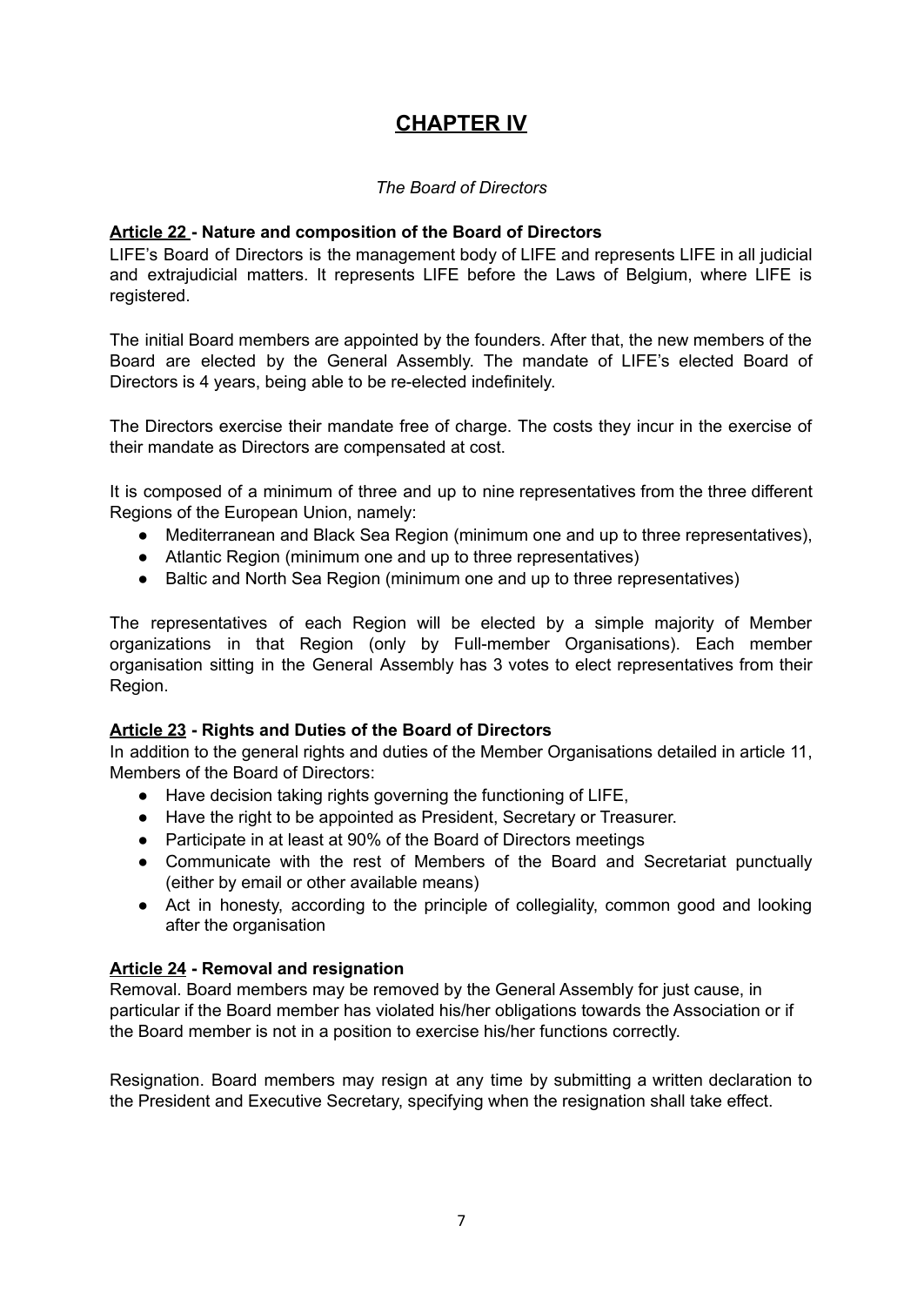# CHAPTER IV

*The Board of Directors*

**Article 22 - Nature and composition of the Board of Directors**

LIFE's Board of Directors is the management body of LIFE and represents LIFE in all judicial and extrajudicial matters. It represents LIFE before the Laws of Belgium, where LIFE is registered.

The initial Board members are appointed by the founders. After that, the new members of the Board are elected by the General Assembly. The mandate of LIFE's elected Board of Directors is 4 years, being able to be re-elected indefinitely.

The Directors exercise their mandate free of charge. The costs they incur in the exercise of their mandate as Directors are compensated at cost.

It is composed of a minimum of three and up to nine representatives from the three different Regions of the European Union, namely:

- Mediterranean and Black Sea Region (minimum one and up to three representatives),
- Atlantic Region (minimum one and up to three representatives)
- Baltic and North Sea Region (minimum one and up to three representatives)

The representatives of each Region will be elected by a simple majority of Member organizations in that Region (only by Full-member Organisations). Each member organisation sitting in the General Assembly has 3 votes to elect representatives from their Region.

**Article 23 - Rights and Duties of the Board of Directors**

In addition to the general rights and duties of the Member Organisations detailed in article 11, Members of the Board of Directors:

- Have decision taking rights governing the functioning of LIFE,
- Have the right to be appointed as President, Secretary or Treasurer.
- Participate in at least at 90% of the Board of Directors meetings
- Communicate with the rest of Members of the Board and Secretariat punctually (either by email or other available means)
- Act in honesty, according to the principle of collegiality, common good and looking after the organisation

**Article 24 - Removal and resignation**

Removal. Board members may be removed by the General Assembly for just cause, in particular if the Board member has violated his/her obligations towards the Association or if the Board member is not in a position to exercise his/her functions correctly.

Resignation. Board members may resign at any time by submitting a written declaration to the President and Executive Secretary, specifying when the resignation shall take effect.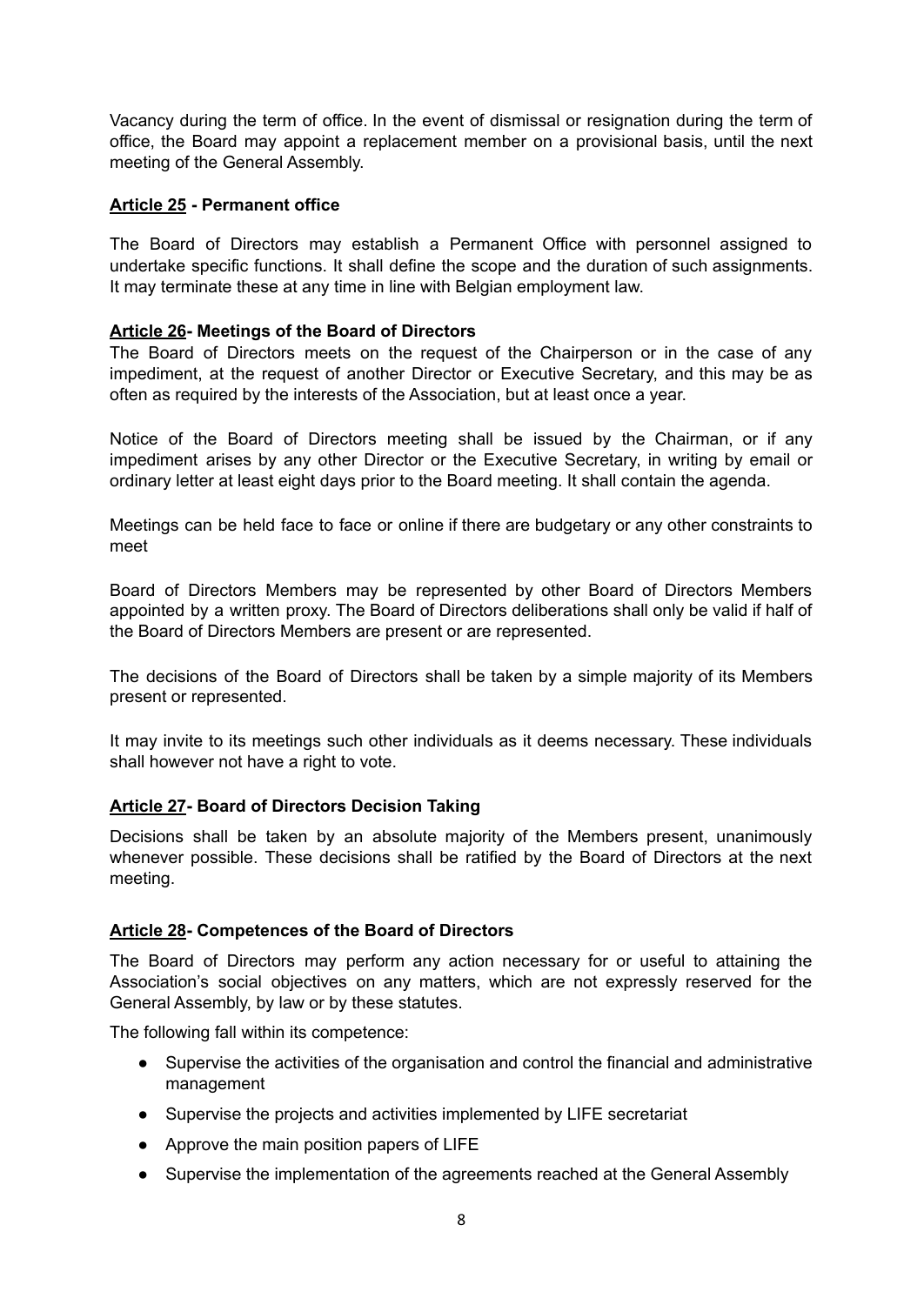Vacancy during the term of office. In the event of dismissal or resignation during the term of office, the Board may appoint a replacement member on a provisional basis, until the next meeting of the General Assembly.

### **Article 25 - Permanent office**

The Board of Directors may establish a Permanent Office with personnel assigned to undertake specific functions. It shall define the scope and the duration of such assignments. It may terminate these at any time in line with Belgian employment law.

### **Article 26- Meetings of the Board of Directors**

The Board of Directors meets on the request of the Chairperson or in the case of any impediment, at the request of another Director or Executive Secretary, and this may be as often as required by the interests of the Association, but at least once a year.

Notice of the Board of Directors meeting shall be issued by the Chairman, or if any impediment arises by any other Director or the Executive Secretary, in writing by email or ordinary letter at least eight days prior to the Board meeting. It shall contain the agenda.

Meetings can be held face to face or online if there are budgetary or any other constraints to meet

Board of Directors Members may be represented by other Board of Directors Members appointed by a written proxy. The Board of Directors deliberations shall only be valid if half of the Board of Directors Members are present or are represented.

The decisions of the Board of Directors shall be taken by a simple majority of its Members present or represented.

It may invite to its meetings such other individuals as it deems necessary. These individuals shall however not have a right to vote.

### **Article 27- Board of Directors Decision Taking**

Decisions shall be taken by an absolute majority of the Members present, unanimously whenever possible. These decisions shall be ratified by the Board of Directors at the next meeting.

### **Article 28- Competences of the Board of Directors**

The Board of Directors may perform any action necessary for or useful to attaining the Association's social objectives on any matters, which are not expressly reserved for the General Assembly, by law or by these statutes.

The following fall within its competence:

- Supervise the activities of the organisation and control the financial and administrative management
- Supervise the projects and activities implemented by LIFE secretariat
- Approve the main position papers of LIFE
- Supervise the implementation of the agreements reached at the General Assembly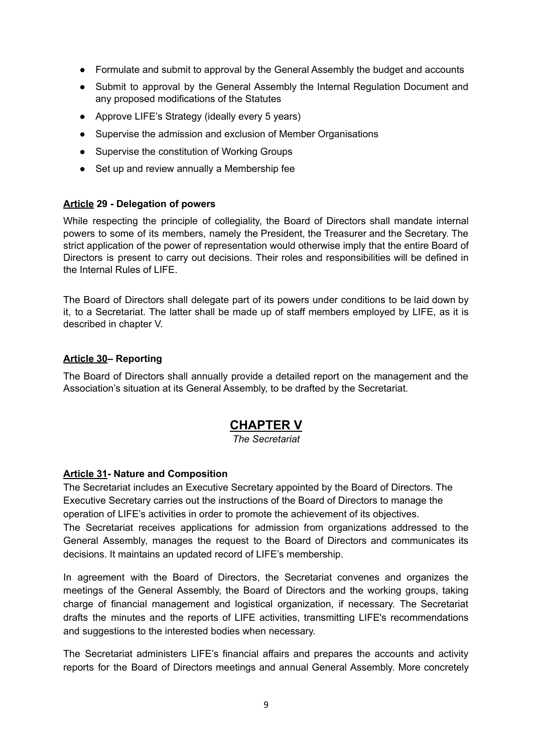- Formulate and submit to approval by the General Assembly the budget and accounts
- Submit to approval by the General Assembly the Internal Regulation Document and any proposed modifications of the Statutes
- Approve LIFE's Strategy (ideally every 5 years)
- Supervise the admission and exclusion of Member Organisations
- Supervise the constitution of Working Groups
- Set up and review annually a Membership fee

**Article 29 - Delegation of powers**

While respecting the principle of collegiality, the Board of Directors shall mandate internal powers to some of its members, namely the President, the Treasurer and the Secretary. The strict application of the power of representation would otherwise imply that the entire Board of Directors is present to carry out decisions. Their roles and responsibilities will be defined in the Internal Rules of LIFE.

The Board of Directors shall delegate part of its powers under conditions to be laid down by it, to a Secretariat. The latter shall be made up of staff members employed by LIFE, as it is described in chapter V.

**Article 30– Reporting**

The Board of Directors shall annually provide a detailed report on the management and the Association's situation at its General Assembly, to be drafted by the Secretariat.

## CHAPTER V

*The Secretariat*

**Article 31- Nature and Composition**

The Secretariat includes an Executive Secretary appointed by the Board of Directors. The Executive Secretary carries out the instructions of the Board of Directors to manage the operation of LIFE's activities in order to promote the achievement of its objectives.
The Secretariat receives applications for admission from organizations addressed to the General Assembly, manages the request to the Board of Directors and communicates its decisions. It maintains an updated record of LIFE's membership.

In agreement with the Board of Directors, the Secretariat convenes and organizes the meetings of the General Assembly, the Board of Directors and the working groups, taking charge of financial management and logistical organization, if necessary. The Secretariat drafts the minutes and the reports of LIFE activities, transmitting LIFE's recommendations and suggestions to the interested bodies when necessary.

The Secretariat administers LIFE's financial affairs and prepares the accounts and activity reports for the Board of Directors meetings and annual General Assembly. More concretely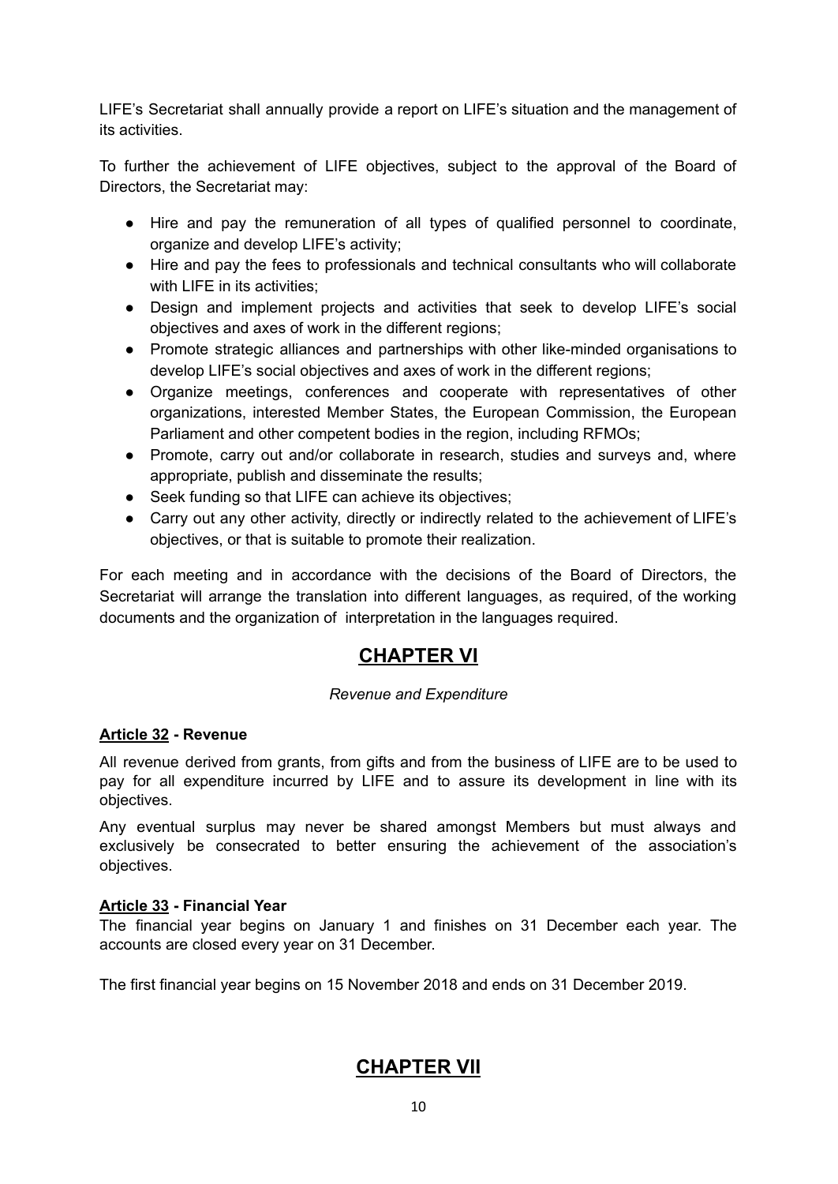LIFE's Secretariat shall annually provide a report on LIFE's situation and the management of its activities.

To further the achievement of LIFE objectives, subject to the approval of the Board of Directors, the Secretariat may:

- Hire and pay the remuneration of all types of qualified personnel to coordinate, organize and develop LIFE's activity;
- Hire and pay the fees to professionals and technical consultants who will collaborate with LIFE in its activities;
- Design and implement projects and activities that seek to develop LIFE's social objectives and axes of work in the different regions;
- Promote strategic alliances and partnerships with other like-minded organisations to develop LIFE's social objectives and axes of work in the different regions;
- Organize meetings, conferences and cooperate with representatives of other organizations, interested Member States, the European Commission, the European Parliament and other competent bodies in the region, including RFMOs;
- Promote, carry out and/or collaborate in research, studies and surveys and, where appropriate, publish and disseminate the results;
- Seek funding so that LIFE can achieve its objectives;
- Carry out any other activity, directly or indirectly related to the achievement of LIFE's objectives, or that is suitable to promote their realization.

For each meeting and in accordance with the decisions of the Board of Directors, the Secretariat will arrange the translation into different languages, as required, of the working documents and the organization of interpretation in the languages required.

## CHAPTER VI

*Revenue and Expenditure*

### Article 32 - Revenue

All revenue derived from grants, from gifts and from the business of LIFE are to be used to pay for all expenditure incurred by LIFE and to assure its development in line with its objectives.

Any eventual surplus may never be shared amongst Members but must always and exclusively be consecrated to better ensuring the achievement of the association's objectives.

### Article 33 - Financial Year

The financial year begins on January 1 and finishes on 31 December each year. The accounts are closed every year on 31 December.

The first financial year begins on 15 November 2018 and ends on 31 December 2019.

## CHAPTER VII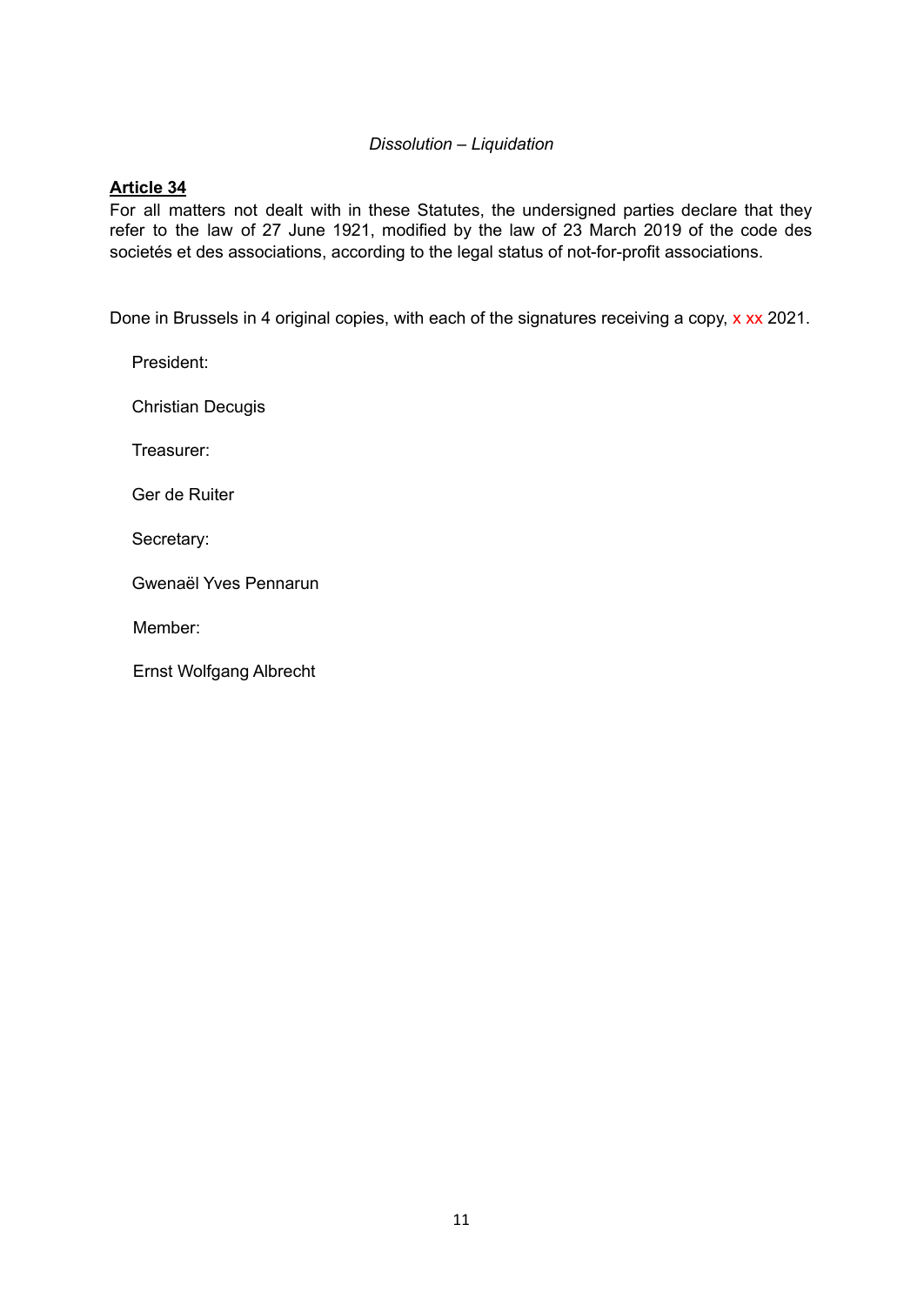*Dissolution – Liquidation*

**Article 34**

For all matters not dealt with in these Statutes, the undersigned parties declare that they refer to the law of 27 June 1921, modified by the law of 23 March 2019 of the code des societés et des associations, according to the legal status of not-for-profit associations.

Done in Brussels in 4 original copies, with each of the signatures receiving a copy, x xx 2021.

President:

Christian Decugis

Treasurer:

Ger de Ruiter

Secretary:

Gwenaël Yves Pennarun

Member:

Ernst Wolfgang Albrecht